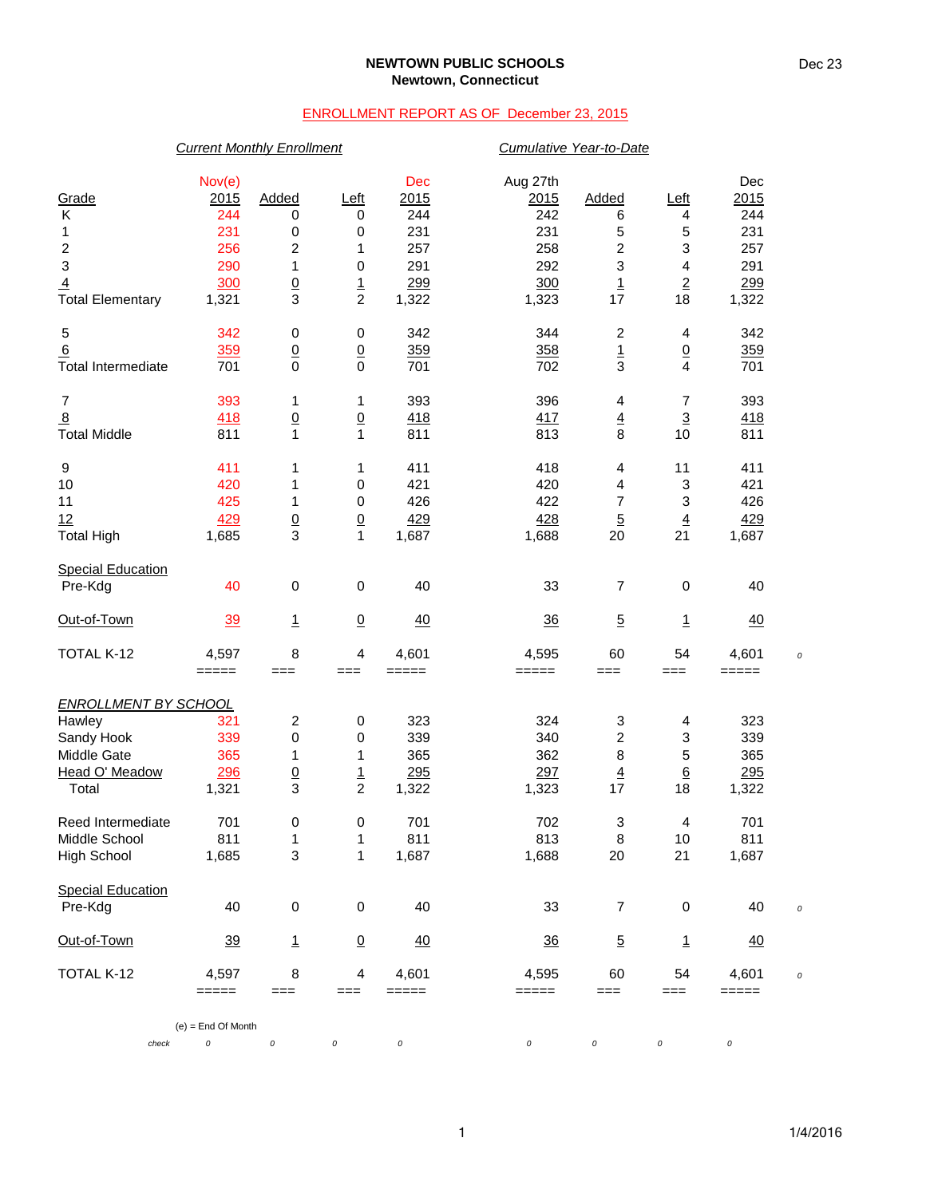**NEWTOWN PUBLIC SCHOOLS**
**Newtown, Connecticut**

Dec 23

ENROLLMENT REPORT AS OF December 23, 2015

| | *Current Monthly Enrollment* | | | | *Cumulative Year-to-Date* | | | | |
|---|---|---|---|---|---|---|---|---|---|
| Grade | Nov(e) 2015 | Added | Left | Dec 2015 | Aug 27th 2015 | Added | Left | Dec 2015 | |
| K | 244 | 0 | 0 | 244 | 242 | 6 | 4 | 244 | |
| 1 | 231 | 0 | 0 | 231 | 231 | 5 | 5 | 231 | |
| 2 | 256 | 2 | 1 | 257 | 258 | 2 | 3 | 257 | |
| 3 | 290 | 1 | 0 | 291 | 292 | 3 | 4 | 291 | |
| 4 | 300 | 0 | 1 | 299 | 300 | 1 | 2 | 299 | |
| Total Elementary | 1,321 | 3 | 2 | 1,322 | 1,323 | 17 | 18 | 1,322 | |
| 5 | 342 | 0 | 0 | 342 | 344 | 2 | 4 | 342 | |
| 6 | 359 | 0 | 0 | 359 | 358 | 1 | 0 | 359 | |
| Total Intermediate | 701 | 0 | 0 | 701 | 702 | 3 | 4 | 701 | |
| 7 | 393 | 1 | 1 | 393 | 396 | 4 | 7 | 393 | |
| 8 | 418 | 0 | 0 | 418 | 417 | 4 | 3 | 418 | |
| Total Middle | 811 | 1 | 1 | 811 | 813 | 8 | 10 | 811 | |
| 9 | 411 | 1 | 1 | 411 | 418 | 4 | 11 | 411 | |
| 10 | 420 | 1 | 0 | 421 | 420 | 4 | 3 | 421 | |
| 11 | 425 | 1 | 0 | 426 | 422 | 7 | 3 | 426 | |
| 12 | 429 | 0 | 0 | 429 | 428 | 5 | 4 | 429 | |
| Total High | 1,685 | 3 | 1 | 1,687 | 1,688 | 20 | 21 | 1,687 | |
| Special Education | | | | | | | | | |
| Pre-Kdg | 40 | 0 | 0 | 40 | 33 | 7 | 0 | 40 | |
| Out-of-Town | 39 | 1 | 0 | 40 | 36 | 5 | 1 | 40 | |
| TOTAL K-12 | 4,597 | 8 | 4 | 4,601 | 4,595 | 60 | 54 | 4,601 | 0 |

| *ENROLLMENT BY SCHOOL* | Nov(e) 2015 | Added | Left | Dec 2015 | Aug 27th 2015 | Added | Left | Dec 2015 | |
|---|---|---|---|---|---|---|---|---|---|
| Hawley | 321 | 2 | 0 | 323 | 324 | 3 | 4 | 323 | |
| Sandy Hook | 339 | 0 | 0 | 339 | 340 | 2 | 3 | 339 | |
| Middle Gate | 365 | 1 | 1 | 365 | 362 | 8 | 5 | 365 | |
| Head O' Meadow | 296 | 0 | 1 | 295 | 297 | 4 | 6 | 295 | |
| Total | 1,321 | 3 | 2 | 1,322 | 1,323 | 17 | 18 | 1,322 | |
| Reed Intermediate | 701 | 0 | 0 | 701 | 702 | 3 | 4 | 701 | |
| Middle School | 811 | 1 | 1 | 811 | 813 | 8 | 10 | 811 | |
| High School | 1,685 | 3 | 1 | 1,687 | 1,688 | 20 | 21 | 1,687 | |
| Special Education | | | | | | | | | |
| Pre-Kdg | 40 | 0 | 0 | 40 | 33 | 7 | 0 | 40 | 0 |
| Out-of-Town | 39 | 1 | 0 | 40 | 36 | 5 | 1 | 40 | |
| TOTAL K-12 | 4,597 | 8 | 4 | 4,601 | 4,595 | 60 | 54 | 4,601 | 0 |
| *check* | 0 | 0 | 0 | 0 | 0 | 0 | 0 | 0 | |

(e) = End Of Month

1/4/2016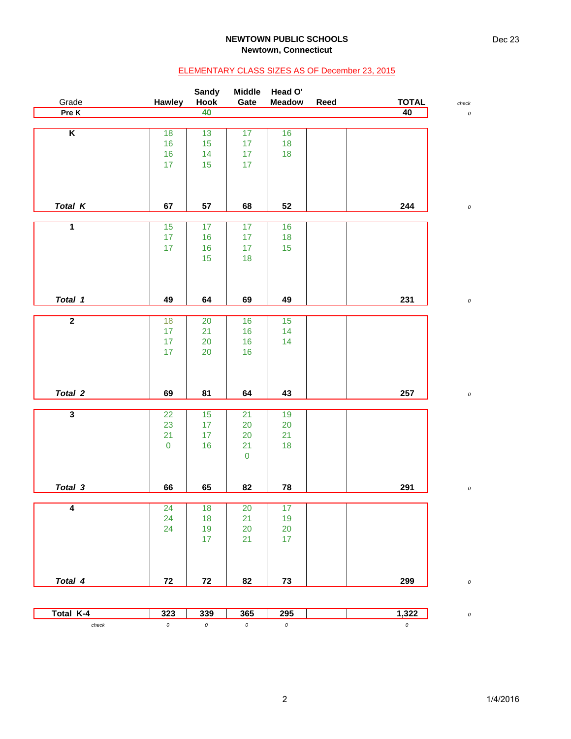**NEWTOWN PUBLIC SCHOOLS**
**Newtown, Connecticut**

Dec 23

ELEMENTARY CLASS SIZES AS OF December 23, 2015

| Grade | Hawley | Sandy Hook | Middle Gate | Head O' Meadow | Reed | TOTAL | check |
|---|---|---|---|---|---|---|---|
| **Pre K** | | 40 | | | | **40** | 0 |
| **K** | 18 | 13 | 17 | 16 | | | |
| | 16 | 15 | 17 | 18 | | | |
| | 16 | 14 | 17 | 18 | | | |
| | 17 | 15 | 17 | | | | |
| ***Total K*** | **67** | **57** | **68** | **52** | | **244** | 0 |
| **1** | 15 | 17 | 17 | 16 | | | |
| | 17 | 16 | 17 | 18 | | | |
| | 17 | 16 | 17 | 15 | | | |
| | | 15 | 18 | | | | |
| ***Total 1*** | **49** | **64** | **69** | **49** | | **231** | 0 |
| **2** | 18 | 20 | 16 | 15 | | | |
| | 17 | 21 | 16 | 14 | | | |
| | 17 | 20 | 16 | 14 | | | |
| | 17 | 20 | 16 | | | | |
| ***Total 2*** | **69** | **81** | **64** | **43** | | **257** | 0 |
| **3** | 22 | 15 | 21 | 19 | | | |
| | 23 | 17 | 20 | 20 | | | |
| | 21 | 17 | 20 | 21 | | | |
| | 0 | 16 | 21 | 18 | | | |
| | | | 0 | | | | |
| ***Total 3*** | **66** | **65** | **82** | **78** | | **291** | 0 |
| **4** | 24 | 18 | 20 | 17 | | | |
| | 24 | 18 | 21 | 19 | | | |
| | 24 | 19 | 20 | 20 | | | |
| | | 17 | 21 | 17 | | | |
| ***Total 4*** | **72** | **72** | **82** | **73** | | **299** | 0 |
| **Total K-4** | **323** | **339** | **365** | **295** | | **1,322** | 0 |
| *check* | *0* | *0* | *0* | *0* | | *0* | |

1/4/2016